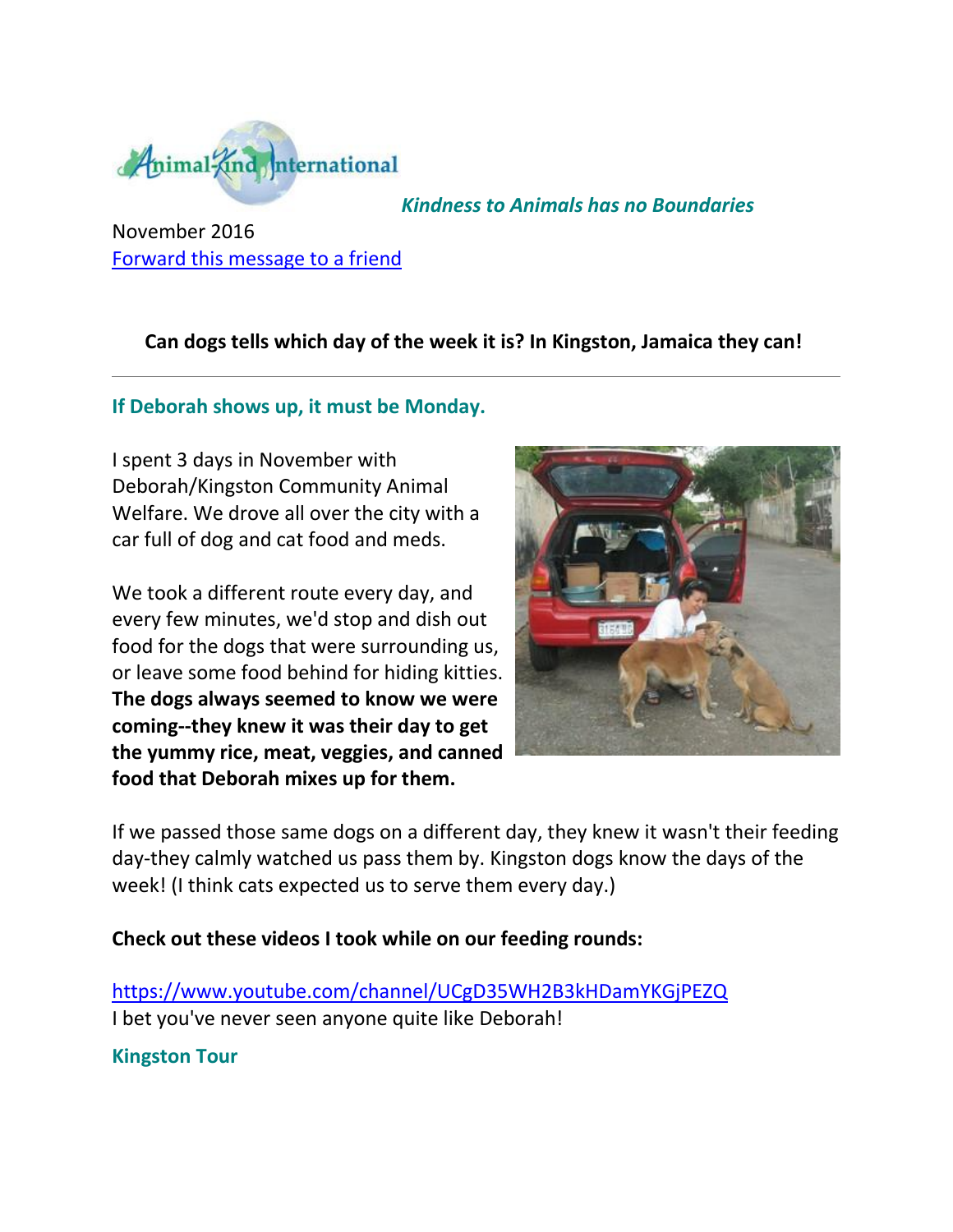*Kindness to Animals has no Boundaries*

November 2016
[Forward this message to a friend]

**Can dogs tells which day of the week it is? In Kingston, Jamaica they can!**

---

## If Deborah shows up, it must be Monday.

I spent 3 days in November with Deborah/Kingston Community Animal Welfare. We drove all over the city with a car full of dog and cat food and meds.

We took a different route every day, and every few minutes, we'd stop and dish out food for the dogs that were surrounding us, or leave some food behind for hiding kitties. **The dogs always seemed to know we were coming--they knew it was their day to get the yummy rice, meat, veggies, and canned food that Deborah mixes up for them.**

If we passed those same dogs on a different day, they knew it wasn't their feeding day-they calmly watched us pass them by. Kingston dogs know the days of the week! (I think cats expected us to serve them every day.)

**Check out these videos I took while on our feeding rounds:**

https://www.youtube.com/channel/UCgD35WH2B3kHDamYKGjPEZQ
I bet you've never seen anyone quite like Deborah!

## Kingston Tour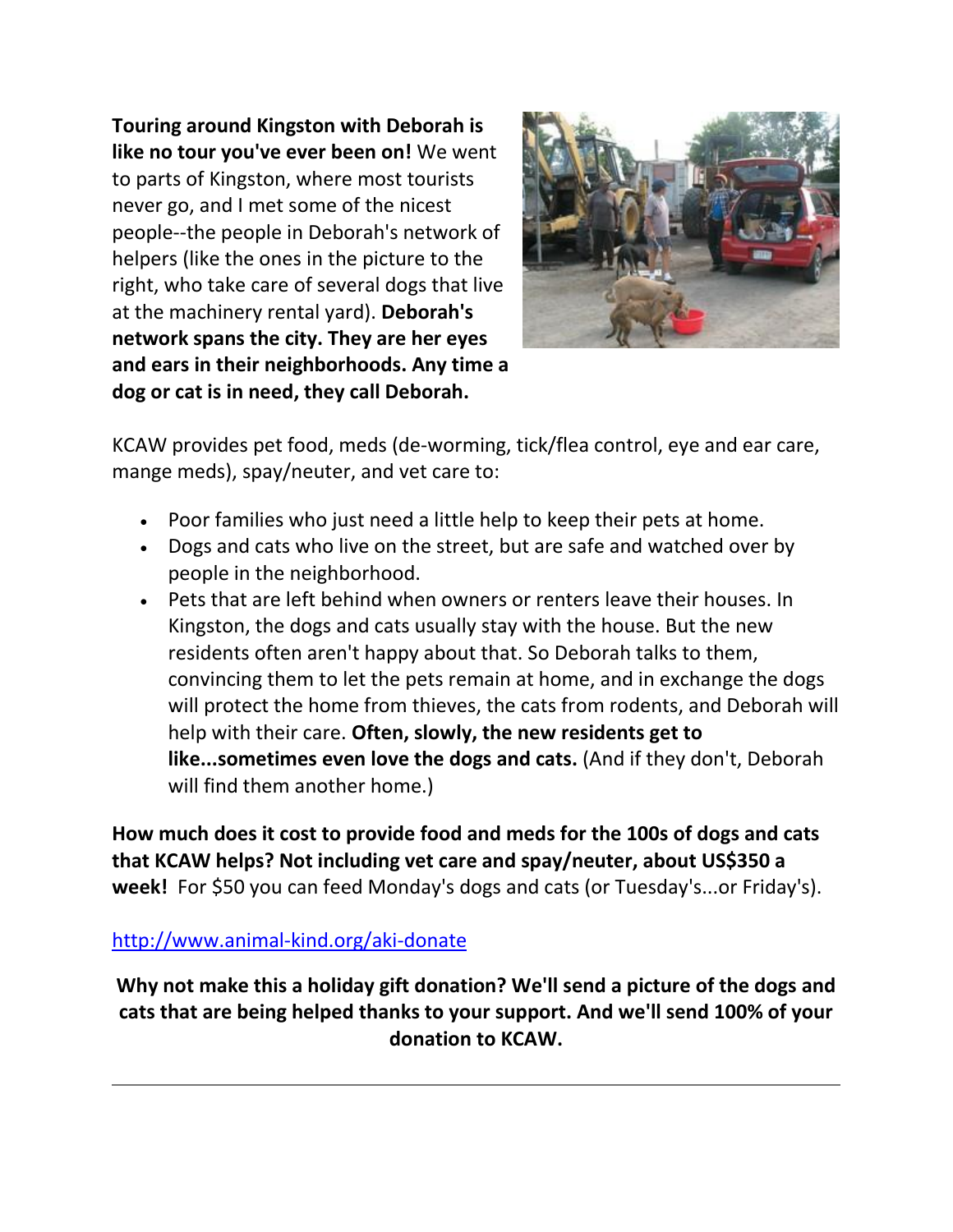**Touring around Kingston with Deborah is like no tour you've ever been on!** We went to parts of Kingston, where most tourists never go, and I met some of the nicest people--the people in Deborah's network of helpers (like the ones in the picture to the right, who take care of several dogs that live at the machinery rental yard). **Deborah's network spans the city. They are her eyes and ears in their neighborhoods. Any time a dog or cat is in need, they call Deborah.**

KCAW provides pet food, meds (de-worming, tick/flea control, eye and ear care, mange meds), spay/neuter, and vet care to:

- Poor families who just need a little help to keep their pets at home.
- Dogs and cats who live on the street, but are safe and watched over by people in the neighborhood.
- Pets that are left behind when owners or renters leave their houses. In Kingston, the dogs and cats usually stay with the house. But the new residents often aren't happy about that. So Deborah talks to them, convincing them to let the pets remain at home, and in exchange the dogs will protect the home from thieves, the cats from rodents, and Deborah will help with their care. **Often, slowly, the new residents get to like...sometimes even love the dogs and cats.** (And if they don't, Deborah will find them another home.)

**How much does it cost to provide food and meds for the 100s of dogs and cats that KCAW helps? Not including vet care and spay/neuter, about US$350 a week!** For $50 you can feed Monday's dogs and cats (or Tuesday's...or Friday's).

http://www.animal-kind.org/aki-donate

**Why not make this a holiday gift donation? We'll send a picture of the dogs and cats that are being helped thanks to your support. And we'll send 100% of your donation to KCAW.**

---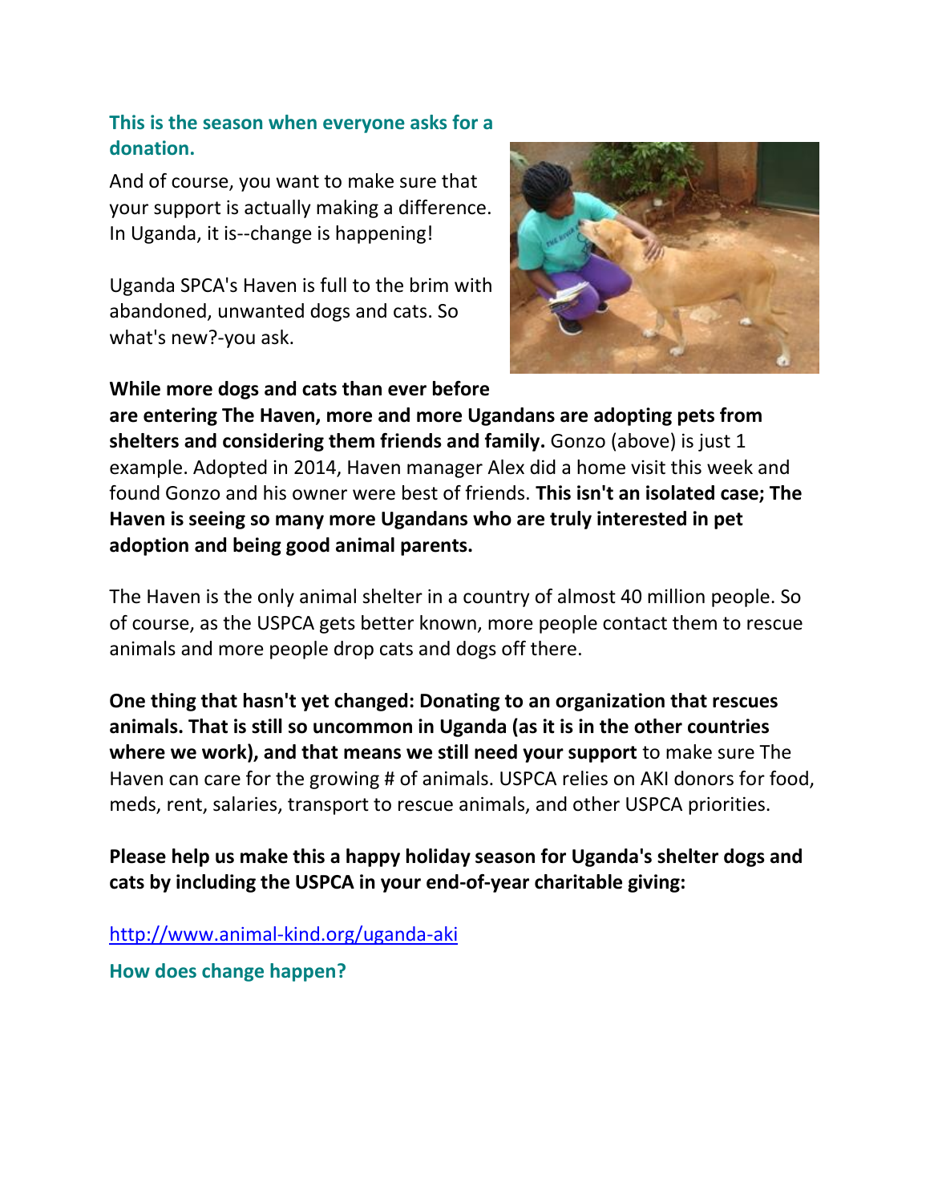### This is the season when everyone asks for a donation.

And of course, you want to make sure that your support is actually making a difference. In Uganda, it is--change is happening!

Uganda SPCA's Haven is full to the brim with abandoned, unwanted dogs and cats. So what's new?-you ask.

**While more dogs and cats than ever before are entering The Haven, more and more Ugandans are adopting pets from shelters and considering them friends and family.** Gonzo (above) is just 1 example. Adopted in 2014, Haven manager Alex did a home visit this week and found Gonzo and his owner were best of friends. **This isn't an isolated case; The Haven is seeing so many more Ugandans who are truly interested in pet adoption and being good animal parents.**

The Haven is the only animal shelter in a country of almost 40 million people. So of course, as the USPCA gets better known, more people contact them to rescue animals and more people drop cats and dogs off there.

**One thing that hasn't yet changed: Donating to an organization that rescues animals. That is still so uncommon in Uganda (as it is in the other countries where we work), and that means we still need your support** to make sure The Haven can care for the growing # of animals. USPCA relies on AKI donors for food, meds, rent, salaries, transport to rescue animals, and other USPCA priorities.

**Please help us make this a happy holiday season for Uganda's shelter dogs and cats by including the USPCA in your end-of-year charitable giving:**

http://www.animal-kind.org/uganda-aki

### How does change happen?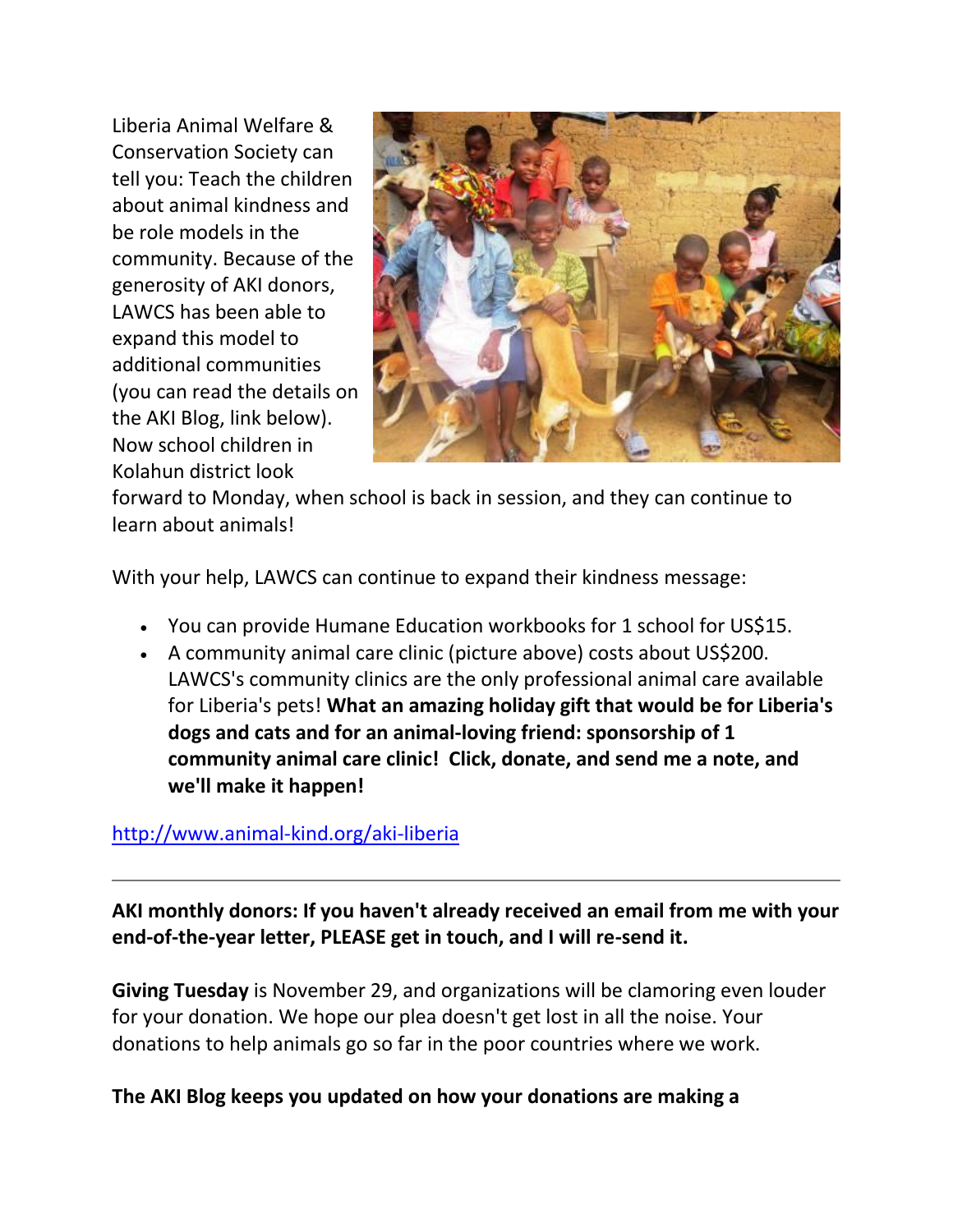Liberia Animal Welfare & Conservation Society can tell you: Teach the children about animal kindness and be role models in the community. Because of the generosity of AKI donors, LAWCS has been able to expand this model to additional communities (you can read the details on the AKI Blog, link below). Now school children in Kolahun district look forward to Monday, when school is back in session, and they can continue to learn about animals!

With your help, LAWCS can continue to expand their kindness message:

- You can provide Humane Education workbooks for 1 school for US$15.
- A community animal care clinic (picture above) costs about US$200. LAWCS's community clinics are the only professional animal care available for Liberia's pets! **What an amazing holiday gift that would be for Liberia's dogs and cats and for an animal-loving friend: sponsorship of 1 community animal care clinic! Click, donate, and send me a note, and we'll make it happen!**

http://www.animal-kind.org/aki-liberia

---

**AKI monthly donors: If you haven't already received an email from me with your end-of-the-year letter, PLEASE get in touch, and I will re-send it.**

**Giving Tuesday** is November 29, and organizations will be clamoring even louder for your donation. We hope our plea doesn't get lost in all the noise. Your donations to help animals go so far in the poor countries where we work.

**The AKI Blog keeps you updated on how your donations are making a**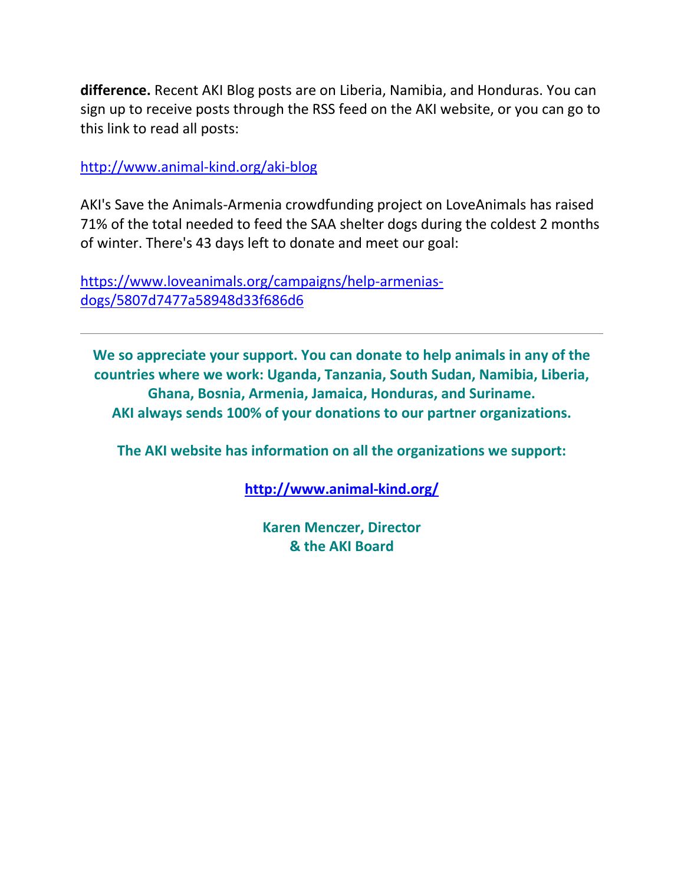**difference.** Recent AKI Blog posts are on Liberia, Namibia, and Honduras. You can sign up to receive posts through the RSS feed on the AKI website, or you can go to this link to read all posts:

http://www.animal-kind.org/aki-blog

AKI's Save the Animals-Armenia crowdfunding project on LoveAnimals has raised 71% of the total needed to feed the SAA shelter dogs during the coldest 2 months of winter. There's 43 days left to donate and meet our goal:

https://www.loveanimals.org/campaigns/help-armenias-dogs/5807d7477a58948d33f686d6

---

**We so appreciate your support. You can donate to help animals in any of the countries where we work: Uganda, Tanzania, South Sudan, Namibia, Liberia, Ghana, Bosnia, Armenia, Jamaica, Honduras, and Suriname.**
**AKI always sends 100% of your donations to our partner organizations.**

**The AKI website has information on all the organizations we support:**

**http://www.animal-kind.org/**

**Karen Menczer, Director**
**& the AKI Board**